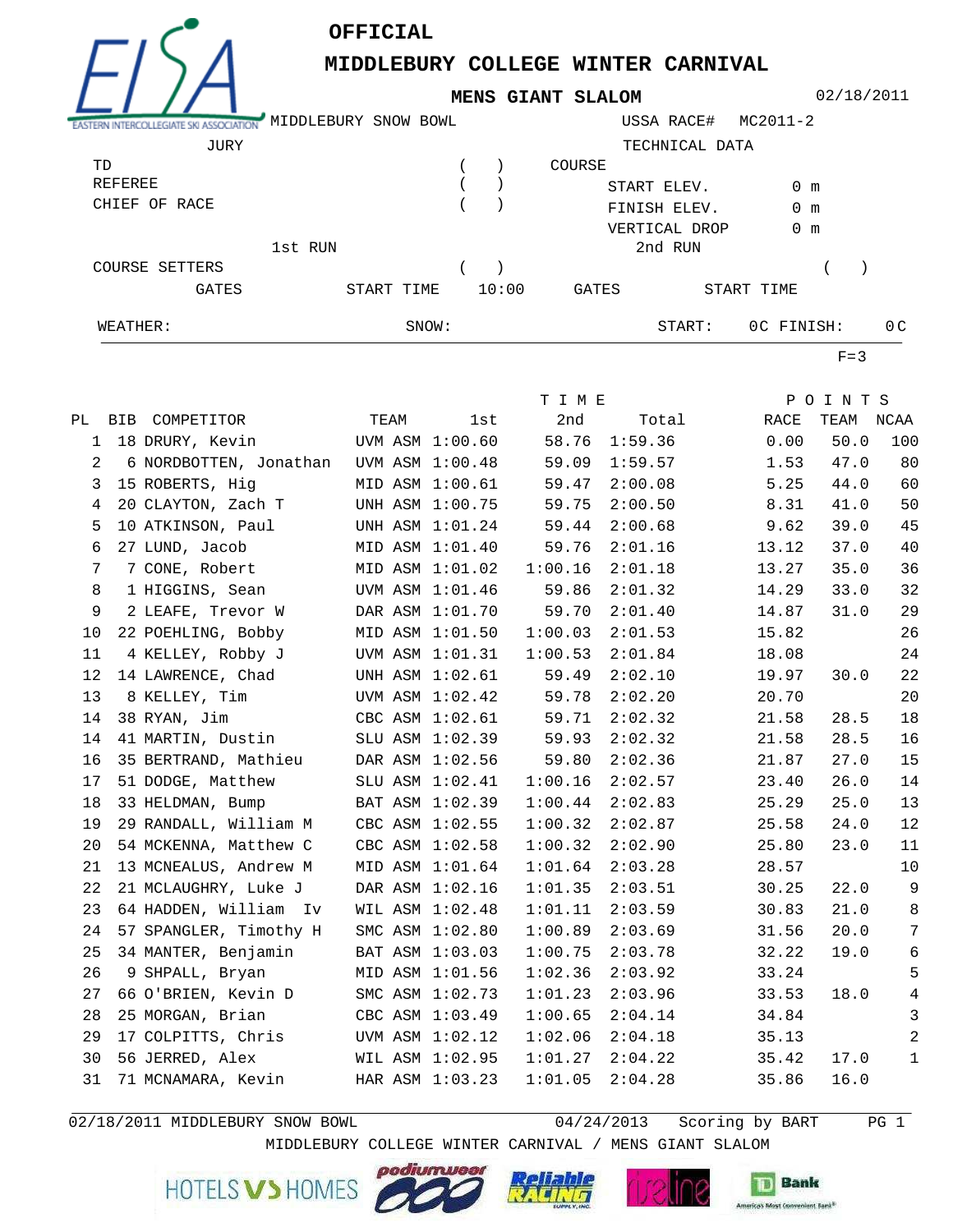# OFFICIAL

## MIDDLEBURY COLLEGE WINTER CARNIVAL

### MENS GIANT SLALOM

02/18/2011

MIDDLEBURY SNOW BOWL — USSA RACE# MC2011-2

| JURY | | TECHNICAL DATA | |
|---|---|---|---|
| TD | ( ) | COURSE | |
| REFEREE | ( ) | START ELEV. | 0 m |
| CHIEF OF RACE | ( ) | FINISH ELEV. | 0 m |
| | | VERTICAL DROP | 0 m |

| | 1st RUN | | 2nd RUN | |
|---|---|---|---|---|
| COURSE SETTERS | ( ) | | ( ) | |
| GATES | START TIME | 10:00 | GATES | START TIME |

WEATHER: SNOW: START: 0C FINISH: 0C

F=3

| PL | BIB | COMPETITOR | TEAM | | TIME 1st | 2nd | Total | POINTS RACE | TEAM | NCAA |
|---|---|---|---|---|---|---|---|---|---|---|
| 1 | 18 | DRURY, Kevin | UVM | ASM | 1:00.60 | 58.76 | 1:59.36 | 0.00 | 50.0 | 100 |
| 2 | 6 | NORDBOTTEN, Jonathan | UVM | ASM | 1:00.48 | 59.09 | 1:59.57 | 1.53 | 47.0 | 80 |
| 3 | 15 | ROBERTS, Hig | MID | ASM | 1:00.61 | 59.47 | 2:00.08 | 5.25 | 44.0 | 60 |
| 4 | 20 | CLAYTON, Zach T | UNH | ASM | 1:00.75 | 59.75 | 2:00.50 | 8.31 | 41.0 | 50 |
| 5 | 10 | ATKINSON, Paul | UNH | ASM | 1:01.24 | 59.44 | 2:00.68 | 9.62 | 39.0 | 45 |
| 6 | 27 | LUND, Jacob | MID | ASM | 1:01.40 | 59.76 | 2:01.16 | 13.12 | 37.0 | 40 |
| 7 | 7 | CONE, Robert | MID | ASM | 1:01.02 | 1:00.16 | 2:01.18 | 13.27 | 35.0 | 36 |
| 8 | 1 | HIGGINS, Sean | UVM | ASM | 1:01.46 | 59.86 | 2:01.32 | 14.29 | 33.0 | 32 |
| 9 | 2 | LEAFE, Trevor W | DAR | ASM | 1:01.70 | 59.70 | 2:01.40 | 14.87 | 31.0 | 29 |
| 10 | 22 | POEHLING, Bobby | MID | ASM | 1:01.50 | 1:00.03 | 2:01.53 | 15.82 | | 26 |
| 11 | 4 | KELLEY, Robby J | UVM | ASM | 1:01.31 | 1:00.53 | 2:01.84 | 18.08 | | 24 |
| 12 | 14 | LAWRENCE, Chad | UNH | ASM | 1:02.61 | 59.49 | 2:02.10 | 19.97 | 30.0 | 22 |
| 13 | 8 | KELLEY, Tim | UVM | ASM | 1:02.42 | 59.78 | 2:02.20 | 20.70 | | 20 |
| 14 | 38 | RYAN, Jim | CBC | ASM | 1:02.61 | 59.71 | 2:02.32 | 21.58 | 28.5 | 18 |
| 14 | 41 | MARTIN, Dustin | SLU | ASM | 1:02.39 | 59.93 | 2:02.32 | 21.58 | 28.5 | 16 |
| 16 | 35 | BERTRAND, Mathieu | DAR | ASM | 1:02.56 | 59.80 | 2:02.36 | 21.87 | 27.0 | 15 |
| 17 | 51 | DODGE, Matthew | SLU | ASM | 1:02.41 | 1:00.16 | 2:02.57 | 23.40 | 26.0 | 14 |
| 18 | 33 | HELDMAN, Bump | BAT | ASM | 1:02.39 | 1:00.44 | 2:02.83 | 25.29 | 25.0 | 13 |
| 19 | 29 | RANDALL, William M | CBC | ASM | 1:02.55 | 1:00.32 | 2:02.87 | 25.58 | 24.0 | 12 |
| 20 | 54 | MCKENNA, Matthew C | CBC | ASM | 1:02.58 | 1:00.32 | 2:02.90 | 25.80 | 23.0 | 11 |
| 21 | 13 | MCNEALUS, Andrew M | MID | ASM | 1:01.64 | 1:01.64 | 2:03.28 | 28.57 | | 10 |
| 22 | 21 | MCLAUGHRY, Luke J | DAR | ASM | 1:02.16 | 1:01.35 | 2:03.51 | 30.25 | 22.0 | 9 |
| 23 | 64 | HADDEN, William Iv | WIL | ASM | 1:02.48 | 1:01.11 | 2:03.59 | 30.83 | 21.0 | 8 |
| 24 | 57 | SPANGLER, Timothy H | SMC | ASM | 1:02.80 | 1:00.89 | 2:03.69 | 31.56 | 20.0 | 7 |
| 25 | 34 | MANTER, Benjamin | BAT | ASM | 1:03.03 | 1:00.75 | 2:03.78 | 32.22 | 19.0 | 6 |
| 26 | 9 | SHPALL, Bryan | MID | ASM | 1:01.56 | 1:02.36 | 2:03.92 | 33.24 | | 5 |
| 27 | 66 | O'BRIEN, Kevin D | SMC | ASM | 1:02.73 | 1:01.23 | 2:03.96 | 33.53 | 18.0 | 4 |
| 28 | 25 | MORGAN, Brian | CBC | ASM | 1:03.49 | 1:00.65 | 2:04.14 | 34.84 | | 3 |
| 29 | 17 | COLPITTS, Chris | UVM | ASM | 1:02.12 | 1:02.06 | 2:04.18 | 35.13 | | 2 |
| 30 | 56 | JERRED, Alex | WIL | ASM | 1:02.95 | 1:01.27 | 2:04.22 | 35.42 | 17.0 | 1 |
| 31 | 71 | MCNAMARA, Kevin | HAR | ASM | 1:03.23 | 1:01.05 | 2:04.28 | 35.86 | 16.0 | |

02/18/2011 MIDDLEBURY SNOW BOWL — 04/24/2013 — Scoring by BART

MIDDLEBURY COLLEGE WINTER CARNIVAL / MENS GIANT SLALOM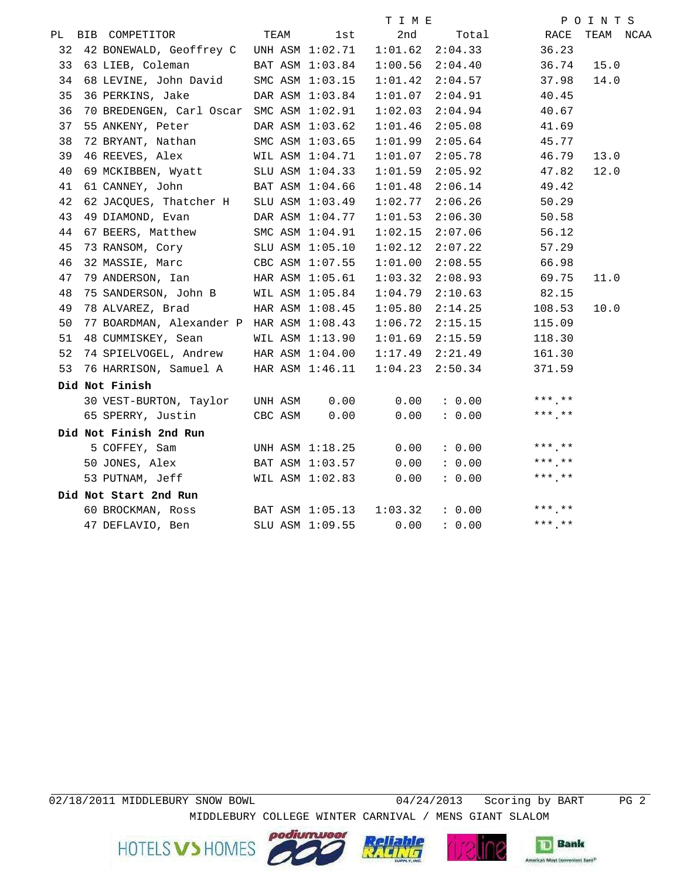| PL | BIB | COMPETITOR | TEAM | | TIME 1st | 2nd | Total | POINTS RACE | TEAM | NCAA |
|---|---|---|---|---|---|---|---|---|---|---|
| 32 | 42 | BONEWALD, Geoffrey C | UNH | ASM | 1:02.71 | 1:01.62 | 2:04.33 | 36.23 | | |
| 33 | 63 | LIEB, Coleman | BAT | ASM | 1:03.84 | 1:00.56 | 2:04.40 | 36.74 | 15.0 | |
| 34 | 68 | LEVINE, John David | SMC | ASM | 1:03.15 | 1:01.42 | 2:04.57 | 37.98 | 14.0 | |
| 35 | 36 | PERKINS, Jake | DAR | ASM | 1:03.84 | 1:01.07 | 2:04.91 | 40.45 | | |
| 36 | 70 | BREDENGEN, Carl Oscar | SMC | ASM | 1:02.91 | 1:02.03 | 2:04.94 | 40.67 | | |
| 37 | 55 | ANKENY, Peter | DAR | ASM | 1:03.62 | 1:01.46 | 2:05.08 | 41.69 | | |
| 38 | 72 | BRYANT, Nathan | SMC | ASM | 1:03.65 | 1:01.99 | 2:05.64 | 45.77 | | |
| 39 | 46 | REEVES, Alex | WIL | ASM | 1:04.71 | 1:01.07 | 2:05.78 | 46.79 | 13.0 | |
| 40 | 69 | MCKIBBEN, Wyatt | SLU | ASM | 1:04.33 | 1:01.59 | 2:05.92 | 47.82 | 12.0 | |
| 41 | 61 | CANNEY, John | BAT | ASM | 1:04.66 | 1:01.48 | 2:06.14 | 49.42 | | |
| 42 | 62 | JACQUES, Thatcher H | SLU | ASM | 1:03.49 | 1:02.77 | 2:06.26 | 50.29 | | |
| 43 | 49 | DIAMOND, Evan | DAR | ASM | 1:04.77 | 1:01.53 | 2:06.30 | 50.58 | | |
| 44 | 67 | BEERS, Matthew | SMC | ASM | 1:04.91 | 1:02.15 | 2:07.06 | 56.12 | | |
| 45 | 73 | RANSOM, Cory | SLU | ASM | 1:05.10 | 1:02.12 | 2:07.22 | 57.29 | | |
| 46 | 32 | MASSIE, Marc | CBC | ASM | 1:07.55 | 1:01.00 | 2:08.55 | 66.98 | | |
| 47 | 79 | ANDERSON, Ian | HAR | ASM | 1:05.61 | 1:03.32 | 2:08.93 | 69.75 | 11.0 | |
| 48 | 75 | SANDERSON, John B | WIL | ASM | 1:05.84 | 1:04.79 | 2:10.63 | 82.15 | | |
| 49 | 78 | ALVAREZ, Brad | HAR | ASM | 1:08.45 | 1:05.80 | 2:14.25 | 108.53 | 10.0 | |
| 50 | 77 | BOARDMAN, Alexander P | HAR | ASM | 1:08.43 | 1:06.72 | 2:15.15 | 115.09 | | |
| 51 | 48 | CUMMISKEY, Sean | WIL | ASM | 1:13.90 | 1:01.69 | 2:15.59 | 118.30 | | |
| 52 | 74 | SPIELVOGEL, Andrew | HAR | ASM | 1:04.00 | 1:17.49 | 2:21.49 | 161.30 | | |
| 53 | 76 | HARRISON, Samuel A | HAR | ASM | 1:46.11 | 1:04.23 | 2:50.34 | 371.59 | | |
| **Did Not Finish** | | | | | | | | | | |
| | 30 | VEST-BURTON, Taylor | UNH | ASM | 0.00 | 0.00 | : 0.00 | ***.** | | |
| | 65 | SPERRY, Justin | CBC | ASM | 0.00 | 0.00 | : 0.00 | ***.** | | |
| **Did Not Finish 2nd Run** | | | | | | | | | | |
| | 5 | COFFEY, Sam | UNH | ASM | 1:18.25 | 0.00 | : 0.00 | ***.** | | |
| | 50 | JONES, Alex | BAT | ASM | 1:03.57 | 0.00 | : 0.00 | ***.** | | |
| | 53 | PUTNAM, Jeff | WIL | ASM | 1:02.83 | 0.00 | : 0.00 | ***.** | | |
| **Did Not Start 2nd Run** | | | | | | | | | | |
| | 60 | BROCKMAN, Ross | BAT | ASM | 1:05.13 | 1:03.32 | : 0.00 | ***.** | | |
| | 47 | DEFLAVIO, Ben | SLU | ASM | 1:09.55 | 0.00 | : 0.00 | ***.** | | |

02/18/2011 MIDDLEBURY SNOW BOWL 04/24/2013 Scoring by BART

MIDDLEBURY COLLEGE WINTER CARNIVAL / MENS GIANT SLALOM